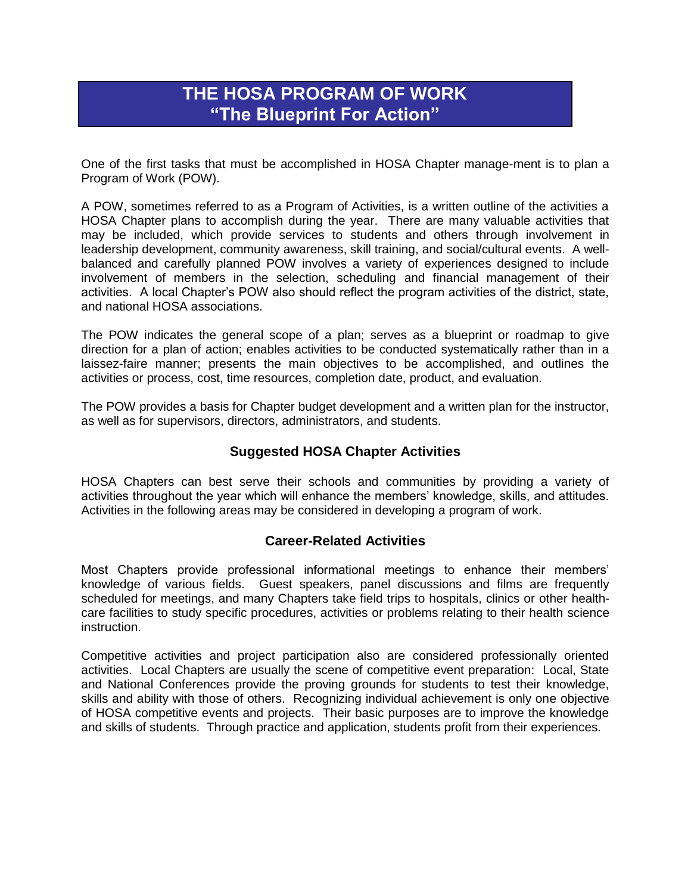# THE HOSA PROGRAM OF WORK
# "The Blueprint For Action"

One of the first tasks that must be accomplished in HOSA Chapter manage-ment is to plan a Program of Work (POW).

A POW, sometimes referred to as a Program of Activities, is a written outline of the activities a HOSA Chapter plans to accomplish during the year. There are many valuable activities that may be included, which provide services to students and others through involvement in leadership development, community awareness, skill training, and social/cultural events. A well-balanced and carefully planned POW involves a variety of experiences designed to include involvement of members in the selection, scheduling and financial management of their activities. A local Chapter's POW also should reflect the program activities of the district, state, and national HOSA associations.

The POW indicates the general scope of a plan; serves as a blueprint or roadmap to give direction for a plan of action; enables activities to be conducted systematically rather than in a laissez-faire manner; presents the main objectives to be accomplished, and outlines the activities or process, cost, time resources, completion date, product, and evaluation.

The POW provides a basis for Chapter budget development and a written plan for the instructor, as well as for supervisors, directors, administrators, and students.

## Suggested HOSA Chapter Activities

HOSA Chapters can best serve their schools and communities by providing a variety of activities throughout the year which will enhance the members' knowledge, skills, and attitudes. Activities in the following areas may be considered in developing a program of work.

### Career-Related Activities

Most Chapters provide professional informational meetings to enhance their members' knowledge of various fields. Guest speakers, panel discussions and films are frequently scheduled for meetings, and many Chapters take field trips to hospitals, clinics or other health-care facilities to study specific procedures, activities or problems relating to their health science instruction.

Competitive activities and project participation also are considered professionally oriented activities. Local Chapters are usually the scene of competitive event preparation: Local, State and National Conferences provide the proving grounds for students to test their knowledge, skills and ability with those of others. Recognizing individual achievement is only one objective of HOSA competitive events and projects. Their basic purposes are to improve the knowledge and skills of students. Through practice and application, students profit from their experiences.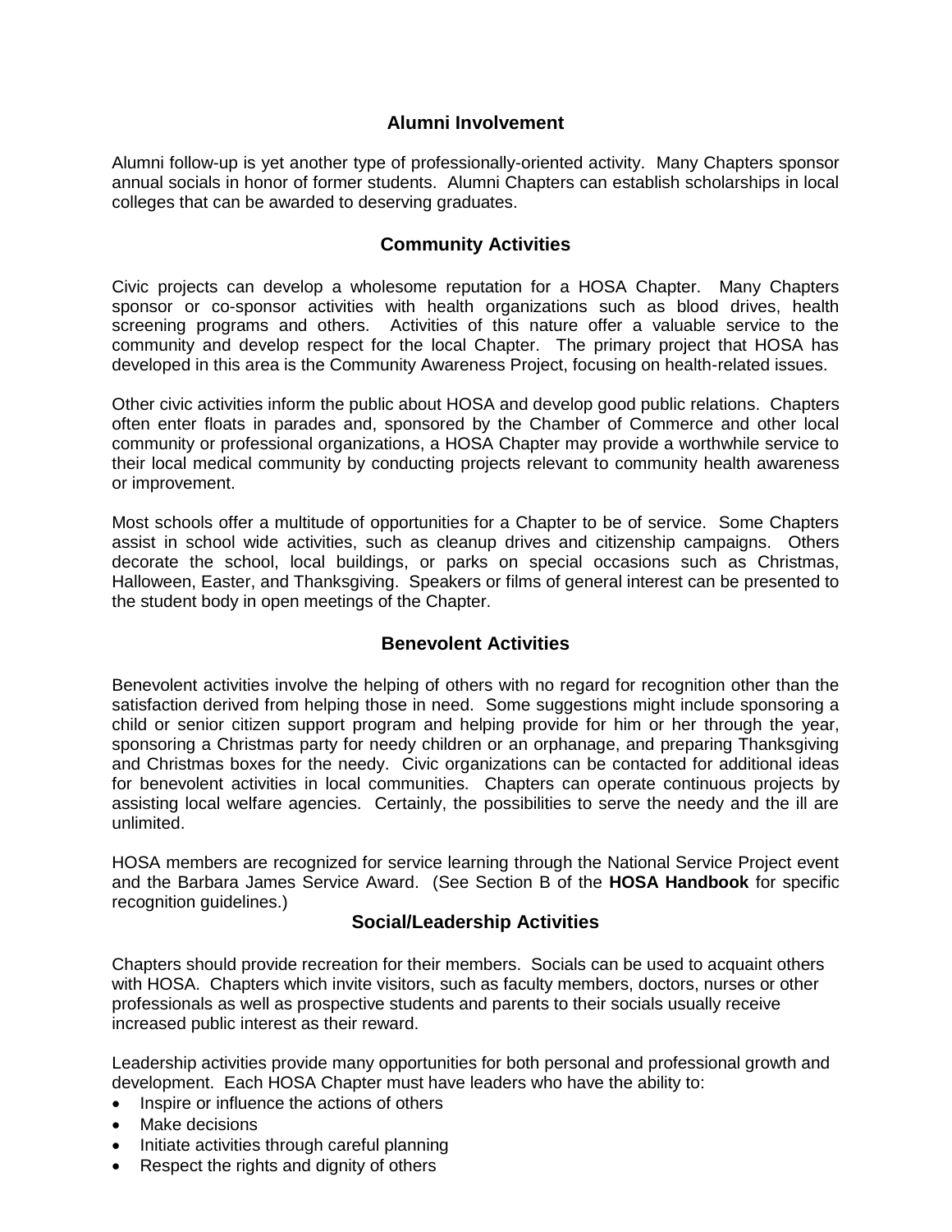## Alumni Involvement

Alumni follow-up is yet another type of professionally-oriented activity. Many Chapters sponsor annual socials in honor of former students. Alumni Chapters can establish scholarships in local colleges that can be awarded to deserving graduates.

## Community Activities

Civic projects can develop a wholesome reputation for a HOSA Chapter. Many Chapters sponsor or co-sponsor activities with health organizations such as blood drives, health screening programs and others. Activities of this nature offer a valuable service to the community and develop respect for the local Chapter. The primary project that HOSA has developed in this area is the Community Awareness Project, focusing on health-related issues.

Other civic activities inform the public about HOSA and develop good public relations. Chapters often enter floats in parades and, sponsored by the Chamber of Commerce and other local community or professional organizations, a HOSA Chapter may provide a worthwhile service to their local medical community by conducting projects relevant to community health awareness or improvement.

Most schools offer a multitude of opportunities for a Chapter to be of service. Some Chapters assist in school wide activities, such as cleanup drives and citizenship campaigns. Others decorate the school, local buildings, or parks on special occasions such as Christmas, Halloween, Easter, and Thanksgiving. Speakers or films of general interest can be presented to the student body in open meetings of the Chapter.

## Benevolent Activities

Benevolent activities involve the helping of others with no regard for recognition other than the satisfaction derived from helping those in need. Some suggestions might include sponsoring a child or senior citizen support program and helping provide for him or her through the year, sponsoring a Christmas party for needy children or an orphanage, and preparing Thanksgiving and Christmas boxes for the needy. Civic organizations can be contacted for additional ideas for benevolent activities in local communities. Chapters can operate continuous projects by assisting local welfare agencies. Certainly, the possibilities to serve the needy and the ill are unlimited.

HOSA members are recognized for service learning through the National Service Project event and the Barbara James Service Award. (See Section B of the **HOSA Handbook** for specific recognition guidelines.)

## Social/Leadership Activities

Chapters should provide recreation for their members. Socials can be used to acquaint others with HOSA. Chapters which invite visitors, such as faculty members, doctors, nurses or other professionals as well as prospective students and parents to their socials usually receive increased public interest as their reward.

Leadership activities provide many opportunities for both personal and professional growth and development. Each HOSA Chapter must have leaders who have the ability to:

- Inspire or influence the actions of others
- Make decisions
- Initiate activities through careful planning
- Respect the rights and dignity of others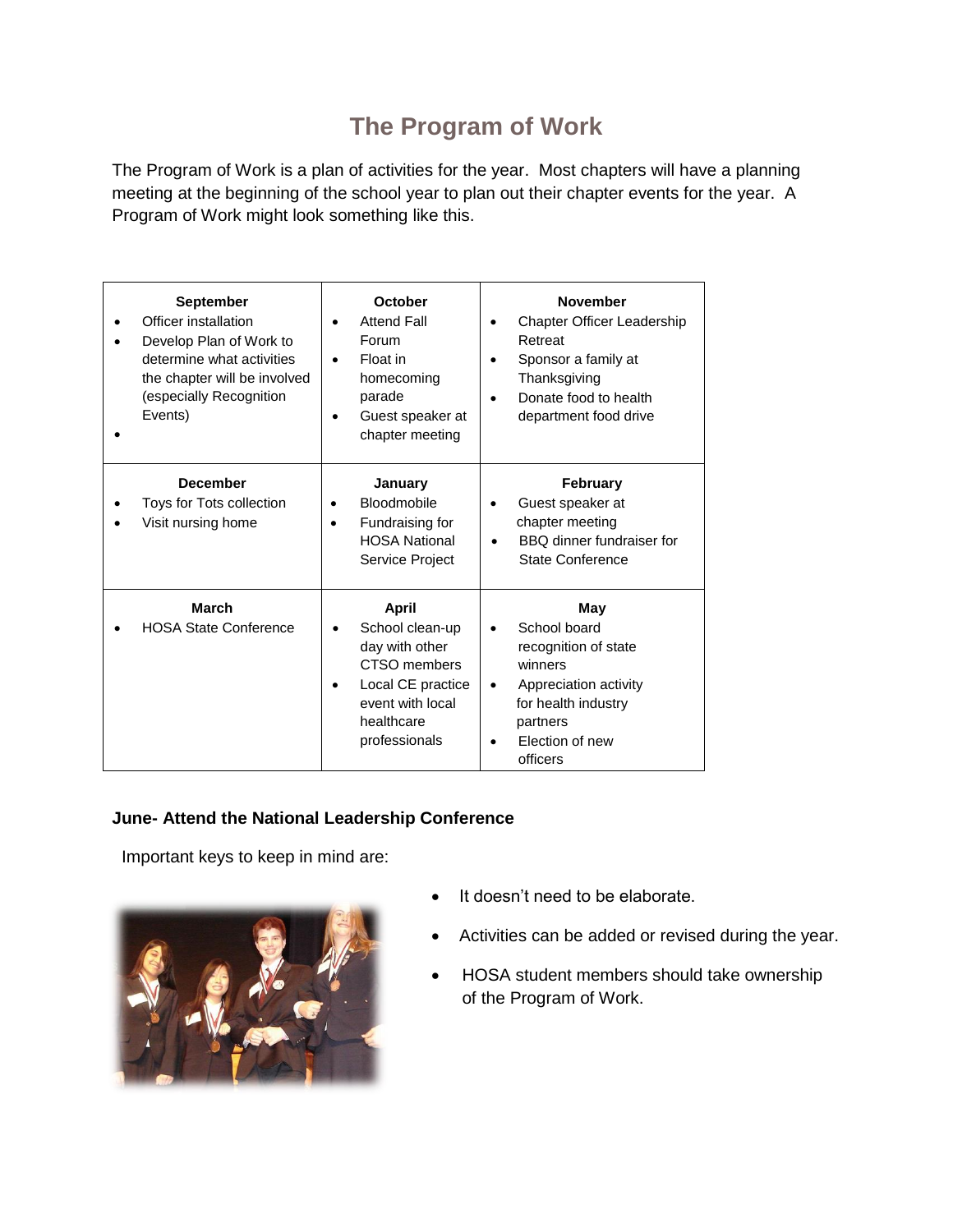# The Program of Work

The Program of Work is a plan of activities for the year. Most chapters will have a planning meeting at the beginning of the school year to plan out their chapter events for the year. A Program of Work might look something like this.

| | | |
|---|---|---|
| **September**<br>• Officer installation<br>• Develop Plan of Work to determine what activities the chapter will be involved (especially Recognition Events)<br>• | **October**<br>• Attend Fall Forum<br>• Float in homecoming parade<br>• Guest speaker at chapter meeting | **November**<br>• Chapter Officer Leadership Retreat<br>• Sponsor a family at Thanksgiving<br>• Donate food to health department food drive |
| **December**<br>• Toys for Tots collection<br>• Visit nursing home | **January**<br>• Bloodmobile<br>• Fundraising for HOSA National Service Project | **February**<br>• Guest speaker at chapter meeting<br>• BBQ dinner fundraiser for State Conference |
| **March**<br>• HOSA State Conference | **April**<br>• School clean-up day with other CTSO members<br>• Local CE practice event with local healthcare professionals | **May**<br>• School board recognition of state winners<br>• Appreciation activity for health industry partners<br>• Election of new officers |

**June- Attend the National Leadership Conference**

Important keys to keep in mind are:

- It doesn't need to be elaborate.
- Activities can be added or revised during the year.
- HOSA student members should take ownership of the Program of Work.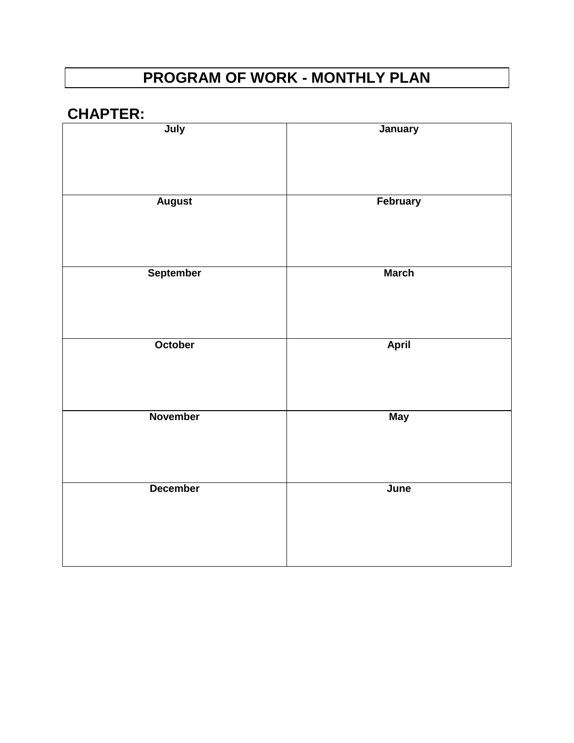# PROGRAM OF WORK - MONTHLY PLAN

**CHAPTER:**

| **July** | **January** |
|---|---|
| **August** | **February** |
| **September** | **March** |
| **October** | **April** |
| **November** | **May** |
| **December** | **June** |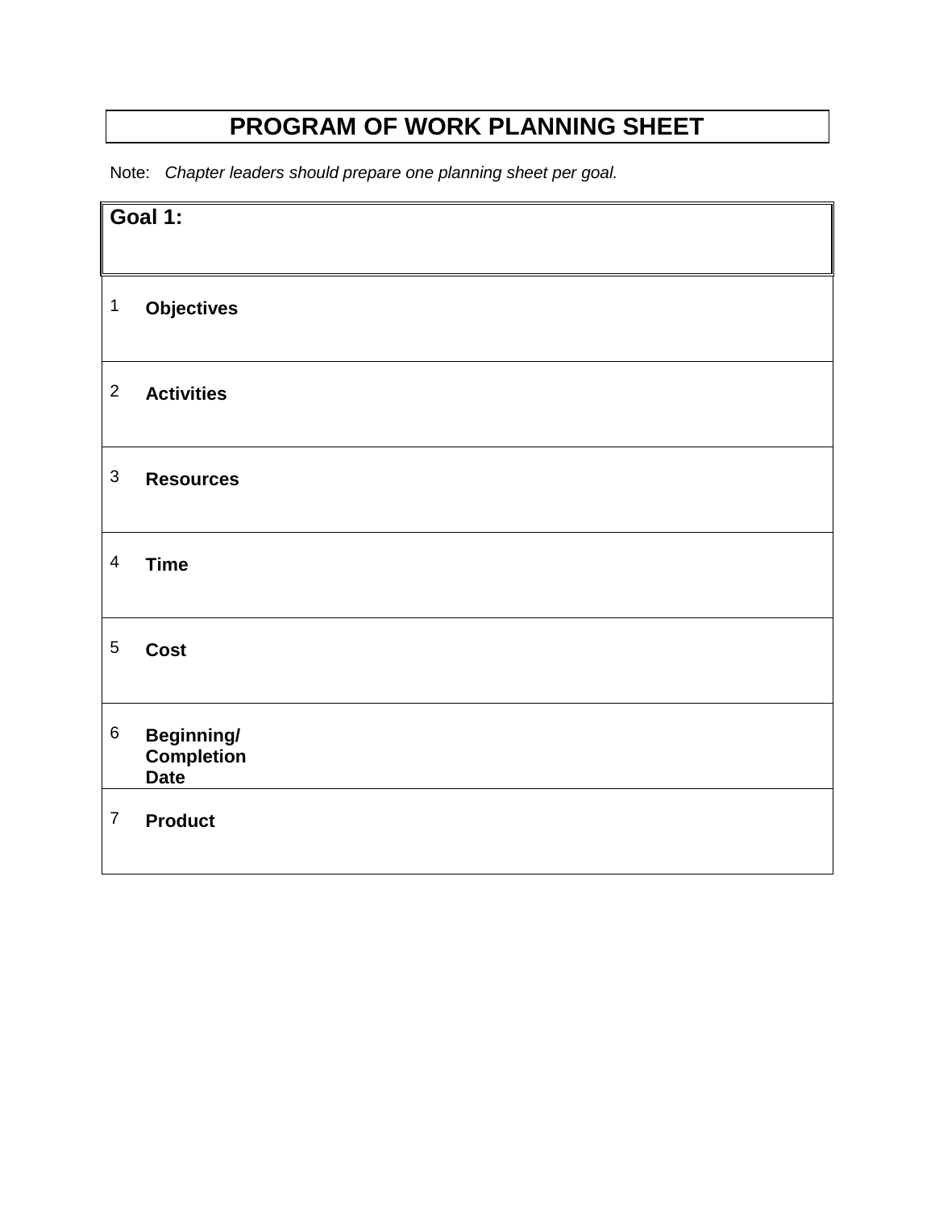# PROGRAM OF WORK PLANNING SHEET

Note: *Chapter leaders should prepare one planning sheet per goal.*

| **Goal 1:** | |
|---|---|
| 1 | **Objectives** |
| 2 | **Activities** |
| 3 | **Resources** |
| 4 | **Time** |
| 5 | **Cost** |
| 6 | **Beginning/ Completion Date** |
| 7 | **Product** |